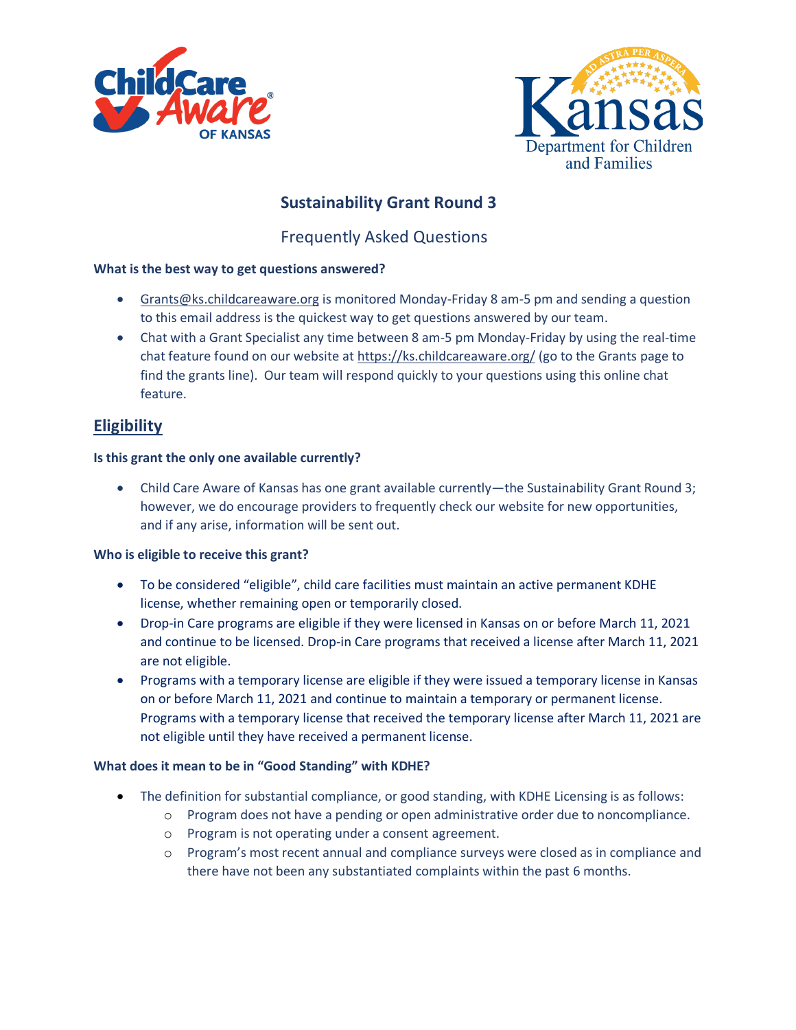# Sustainability Grant Round 3

## Frequently Asked Questions

**What is the best way to get questions answered?**

- Grants@ks.childcareaware.org is monitored Monday-Friday 8 am-5 pm and sending a question to this email address is the quickest way to get questions answered by our team.
- Chat with a Grant Specialist any time between 8 am-5 pm Monday-Friday by using the real-time chat feature found on our website at https://ks.childcareaware.org/ (go to the Grants page to find the grants line). Our team will respond quickly to your questions using this online chat feature.

## Eligibility

**Is this grant the only one available currently?**

- Child Care Aware of Kansas has one grant available currently—the Sustainability Grant Round 3; however, we do encourage providers to frequently check our website for new opportunities, and if any arise, information will be sent out.

**Who is eligible to receive this grant?**

- To be considered "eligible", child care facilities must maintain an active permanent KDHE license, whether remaining open or temporarily closed.
- Drop-in Care programs are eligible if they were licensed in Kansas on or before March 11, 2021 and continue to be licensed. Drop-in Care programs that received a license after March 11, 2021 are not eligible.
- Programs with a temporary license are eligible if they were issued a temporary license in Kansas on or before March 11, 2021 and continue to maintain a temporary or permanent license. Programs with a temporary license that received the temporary license after March 11, 2021 are not eligible until they have received a permanent license.

**What does it mean to be in "Good Standing" with KDHE?**

- The definition for substantial compliance, or good standing, with KDHE Licensing is as follows:
  - Program does not have a pending or open administrative order due to noncompliance.
  - Program is not operating under a consent agreement.
  - Program's most recent annual and compliance surveys were closed as in compliance and there have not been any substantiated complaints within the past 6 months.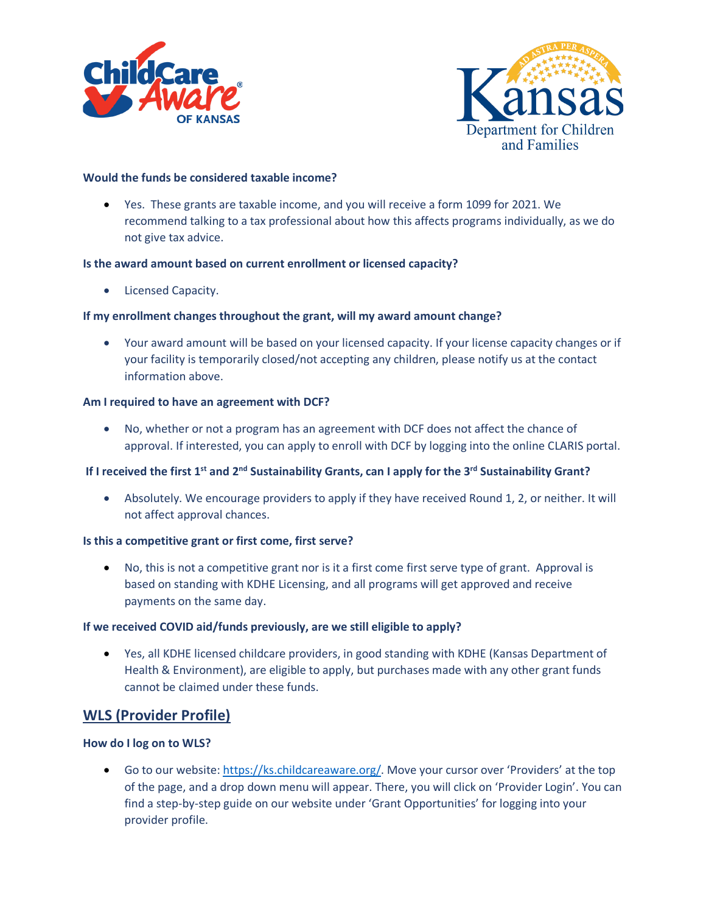**Would the funds be considered taxable income?**

- Yes. These grants are taxable income, and you will receive a form 1099 for 2021. We recommend talking to a tax professional about how this affects programs individually, as we do not give tax advice.

**Is the award amount based on current enrollment or licensed capacity?**

- Licensed Capacity.

**If my enrollment changes throughout the grant, will my award amount change?**

- Your award amount will be based on your licensed capacity. If your license capacity changes or if your facility is temporarily closed/not accepting any children, please notify us at the contact information above.

**Am I required to have an agreement with DCF?**

- No, whether or not a program has an agreement with DCF does not affect the chance of approval. If interested, you can apply to enroll with DCF by logging into the online CLARIS portal.

**If I received the first 1st and 2nd Sustainability Grants, can I apply for the 3rd Sustainability Grant?**

- Absolutely. We encourage providers to apply if they have received Round 1, 2, or neither. It will not affect approval chances.

**Is this a competitive grant or first come, first serve?**

- No, this is not a competitive grant nor is it a first come first serve type of grant. Approval is based on standing with KDHE Licensing, and all programs will get approved and receive payments on the same day.

**If we received COVID aid/funds previously, are we still eligible to apply?**

- Yes, all KDHE licensed childcare providers, in good standing with KDHE (Kansas Department of Health & Environment), are eligible to apply, but purchases made with any other grant funds cannot be claimed under these funds.

## WLS (Provider Profile)

**How do I log on to WLS?**

- Go to our website: https://ks.childcareaware.org/. Move your cursor over 'Providers' at the top of the page, and a drop down menu will appear. There, you will click on 'Provider Login'. You can find a step-by-step guide on our website under 'Grant Opportunities' for logging into your provider profile.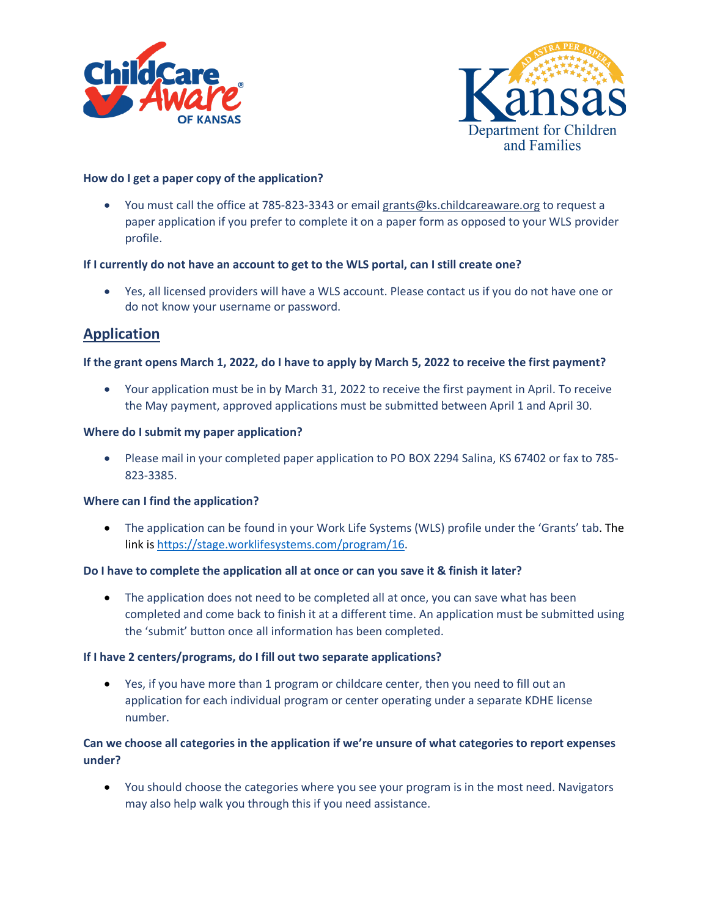**How do I get a paper copy of the application?**

- You must call the office at 785-823-3343 or email grants@ks.childcareaware.org to request a paper application if you prefer to complete it on a paper form as opposed to your WLS provider profile.

**If I currently do not have an account to get to the WLS portal, can I still create one?**

- Yes, all licensed providers will have a WLS account. Please contact us if you do not have one or do not know your username or password.

## Application

**If the grant opens March 1, 2022, do I have to apply by March 5, 2022 to receive the first payment?**

- Your application must be in by March 31, 2022 to receive the first payment in April. To receive the May payment, approved applications must be submitted between April 1 and April 30.

**Where do I submit my paper application?**

- Please mail in your completed paper application to PO BOX 2294 Salina, KS 67402 or fax to 785-823-3385.

**Where can I find the application?**

- The application can be found in your Work Life Systems (WLS) profile under the 'Grants' tab. The link is https://stage.worklifesystems.com/program/16.

**Do I have to complete the application all at once or can you save it & finish it later?**

- The application does not need to be completed all at once, you can save what has been completed and come back to finish it at a different time. An application must be submitted using the 'submit' button once all information has been completed.

**If I have 2 centers/programs, do I fill out two separate applications?**

- Yes, if you have more than 1 program or childcare center, then you need to fill out an application for each individual program or center operating under a separate KDHE license number.

**Can we choose all categories in the application if we're unsure of what categories to report expenses under?**

- You should choose the categories where you see your program is in the most need. Navigators may also help walk you through this if you need assistance.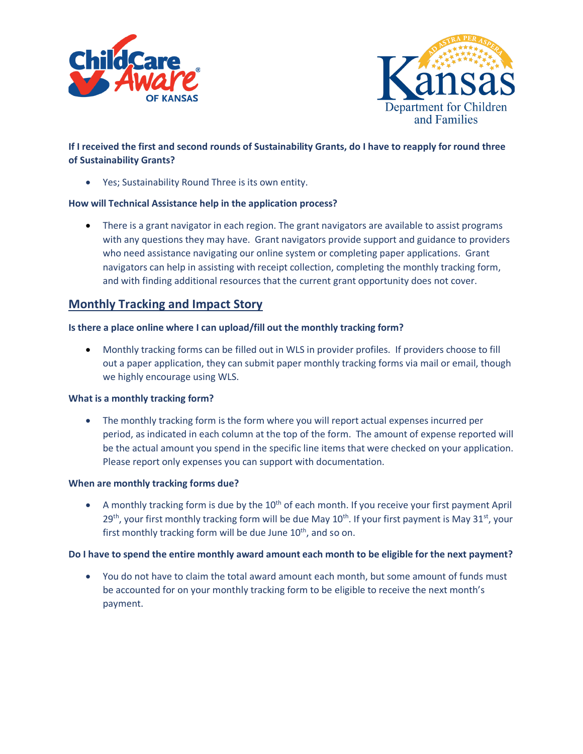**If I received the first and second rounds of Sustainability Grants, do I have to reapply for round three of Sustainability Grants?**

- Yes; Sustainability Round Three is its own entity.

**How will Technical Assistance help in the application process?**

- There is a grant navigator in each region. The grant navigators are available to assist programs with any questions they may have. Grant navigators provide support and guidance to providers who need assistance navigating our online system or completing paper applications. Grant navigators can help in assisting with receipt collection, completing the monthly tracking form, and with finding additional resources that the current grant opportunity does not cover.

## Monthly Tracking and Impact Story

**Is there a place online where I can upload/fill out the monthly tracking form?**

- Monthly tracking forms can be filled out in WLS in provider profiles. If providers choose to fill out a paper application, they can submit paper monthly tracking forms via mail or email, though we highly encourage using WLS.

**What is a monthly tracking form?**

- The monthly tracking form is the form where you will report actual expenses incurred per period, as indicated in each column at the top of the form. The amount of expense reported will be the actual amount you spend in the specific line items that were checked on your application. Please report only expenses you can support with documentation.

**When are monthly tracking forms due?**

- A monthly tracking form is due by the 10th of each month. If you receive your first payment April 29th, your first monthly tracking form will be due May 10th. If your first payment is May 31st, your first monthly tracking form will be due June 10th, and so on.

**Do I have to spend the entire monthly award amount each month to be eligible for the next payment?**

- You do not have to claim the total award amount each month, but some amount of funds must be accounted for on your monthly tracking form to be eligible to receive the next month's payment.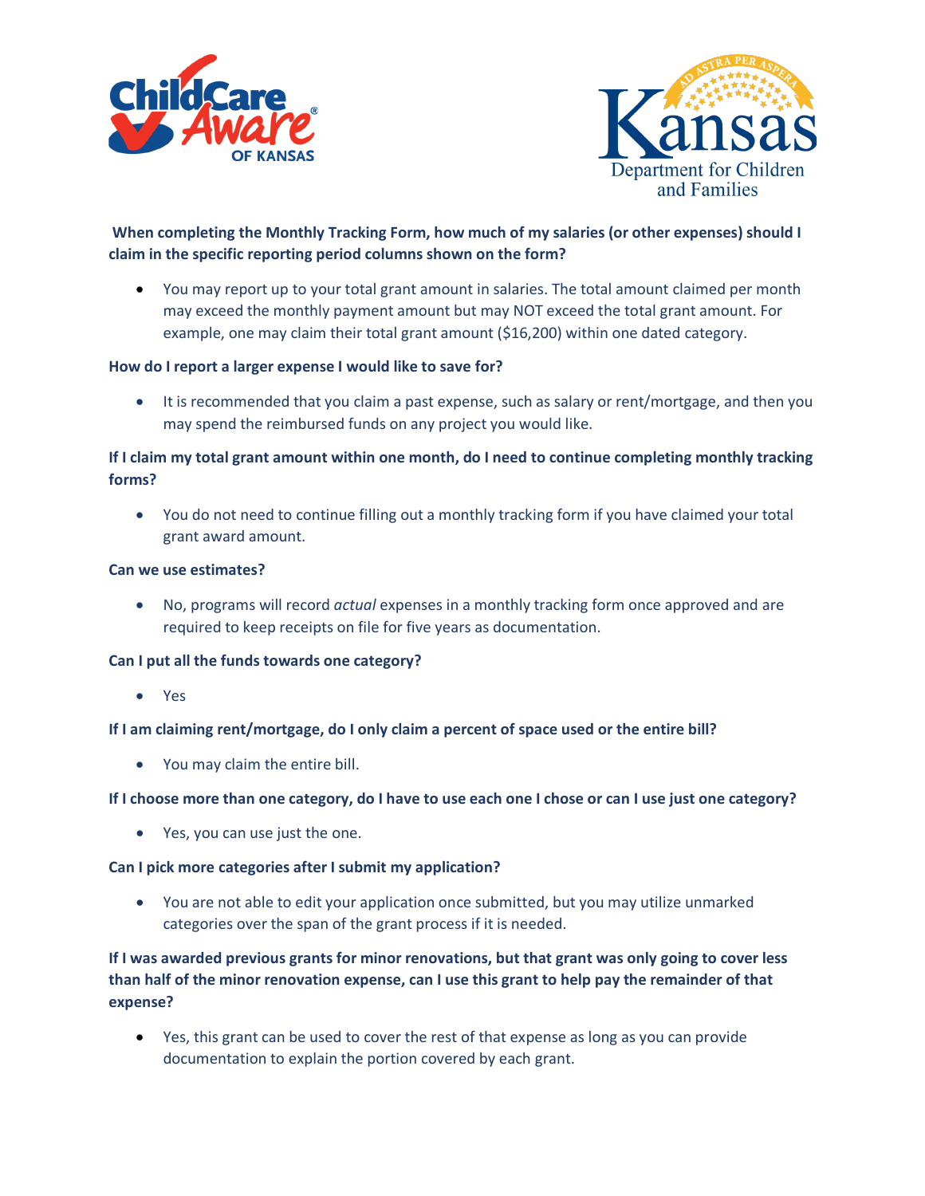**When completing the Monthly Tracking Form, how much of my salaries (or other expenses) should I claim in the specific reporting period columns shown on the form?**

- You may report up to your total grant amount in salaries. The total amount claimed per month may exceed the monthly payment amount but may NOT exceed the total grant amount. For example, one may claim their total grant amount ($16,200) within one dated category.

**How do I report a larger expense I would like to save for?**

- It is recommended that you claim a past expense, such as salary or rent/mortgage, and then you may spend the reimbursed funds on any project you would like.

**If I claim my total grant amount within one month, do I need to continue completing monthly tracking forms?**

- You do not need to continue filling out a monthly tracking form if you have claimed your total grant award amount.

**Can we use estimates?**

- No, programs will record *actual* expenses in a monthly tracking form once approved and are required to keep receipts on file for five years as documentation.

**Can I put all the funds towards one category?**

- Yes

**If I am claiming rent/mortgage, do I only claim a percent of space used or the entire bill?**

- You may claim the entire bill.

**If I choose more than one category, do I have to use each one I chose or can I use just one category?**

- Yes, you can use just the one.

**Can I pick more categories after I submit my application?**

- You are not able to edit your application once submitted, but you may utilize unmarked categories over the span of the grant process if it is needed.

**If I was awarded previous grants for minor renovations, but that grant was only going to cover less than half of the minor renovation expense, can I use this grant to help pay the remainder of that expense?**

- Yes, this grant can be used to cover the rest of that expense as long as you can provide documentation to explain the portion covered by each grant.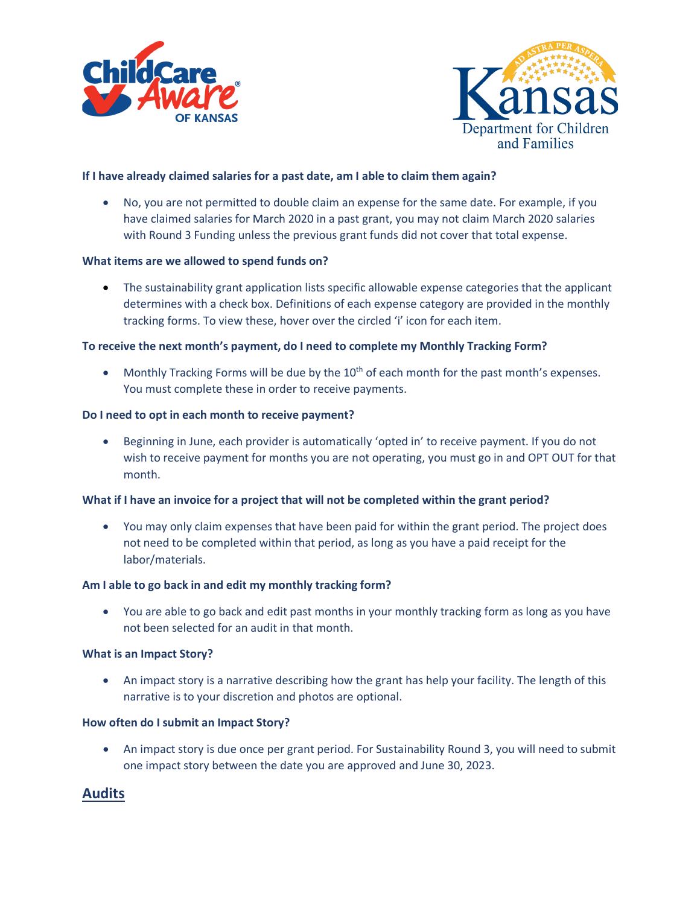**If I have already claimed salaries for a past date, am I able to claim them again?**

- No, you are not permitted to double claim an expense for the same date. For example, if you have claimed salaries for March 2020 in a past grant, you may not claim March 2020 salaries with Round 3 Funding unless the previous grant funds did not cover that total expense.

**What items are we allowed to spend funds on?**

- The sustainability grant application lists specific allowable expense categories that the applicant determines with a check box. Definitions of each expense category are provided in the monthly tracking forms. To view these, hover over the circled 'i' icon for each item.

**To receive the next month's payment, do I need to complete my Monthly Tracking Form?**

- Monthly Tracking Forms will be due by the 10th of each month for the past month's expenses. You must complete these in order to receive payments.

**Do I need to opt in each month to receive payment?**

- Beginning in June, each provider is automatically 'opted in' to receive payment. If you do not wish to receive payment for months you are not operating, you must go in and OPT OUT for that month.

**What if I have an invoice for a project that will not be completed within the grant period?**

- You may only claim expenses that have been paid for within the grant period. The project does not need to be completed within that period, as long as you have a paid receipt for the labor/materials.

**Am I able to go back in and edit my monthly tracking form?**

- You are able to go back and edit past months in your monthly tracking form as long as you have not been selected for an audit in that month.

**What is an Impact Story?**

- An impact story is a narrative describing how the grant has help your facility. The length of this narrative is to your discretion and photos are optional.

**How often do I submit an Impact Story?**

- An impact story is due once per grant period. For Sustainability Round 3, you will need to submit one impact story between the date you are approved and June 30, 2023.

## Audits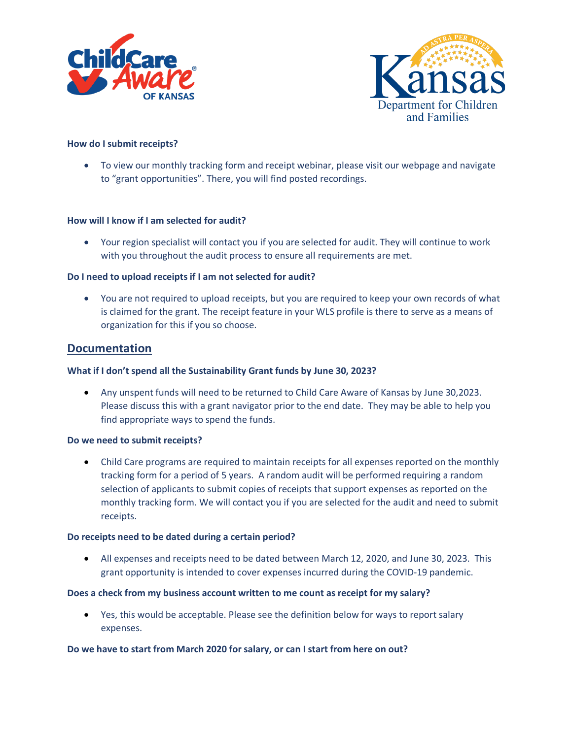**How do I submit receipts?**

- To view our monthly tracking form and receipt webinar, please visit our webpage and navigate to "grant opportunities". There, you will find posted recordings.

**How will I know if I am selected for audit?**

- Your region specialist will contact you if you are selected for audit. They will continue to work with you throughout the audit process to ensure all requirements are met.

**Do I need to upload receipts if I am not selected for audit?**

- You are not required to upload receipts, but you are required to keep your own records of what is claimed for the grant. The receipt feature in your WLS profile is there to serve as a means of organization for this if you so choose.

## Documentation

**What if I don't spend all the Sustainability Grant funds by June 30, 2023?**

- Any unspent funds will need to be returned to Child Care Aware of Kansas by June 30,2023. Please discuss this with a grant navigator prior to the end date. They may be able to help you find appropriate ways to spend the funds.

**Do we need to submit receipts?**

- Child Care programs are required to maintain receipts for all expenses reported on the monthly tracking form for a period of 5 years. A random audit will be performed requiring a random selection of applicants to submit copies of receipts that support expenses as reported on the monthly tracking form. We will contact you if you are selected for the audit and need to submit receipts.

**Do receipts need to be dated during a certain period?**

- All expenses and receipts need to be dated between March 12, 2020, and June 30, 2023. This grant opportunity is intended to cover expenses incurred during the COVID-19 pandemic.

**Does a check from my business account written to me count as receipt for my salary?**

- Yes, this would be acceptable. Please see the definition below for ways to report salary expenses.

**Do we have to start from March 2020 for salary, or can I start from here on out?**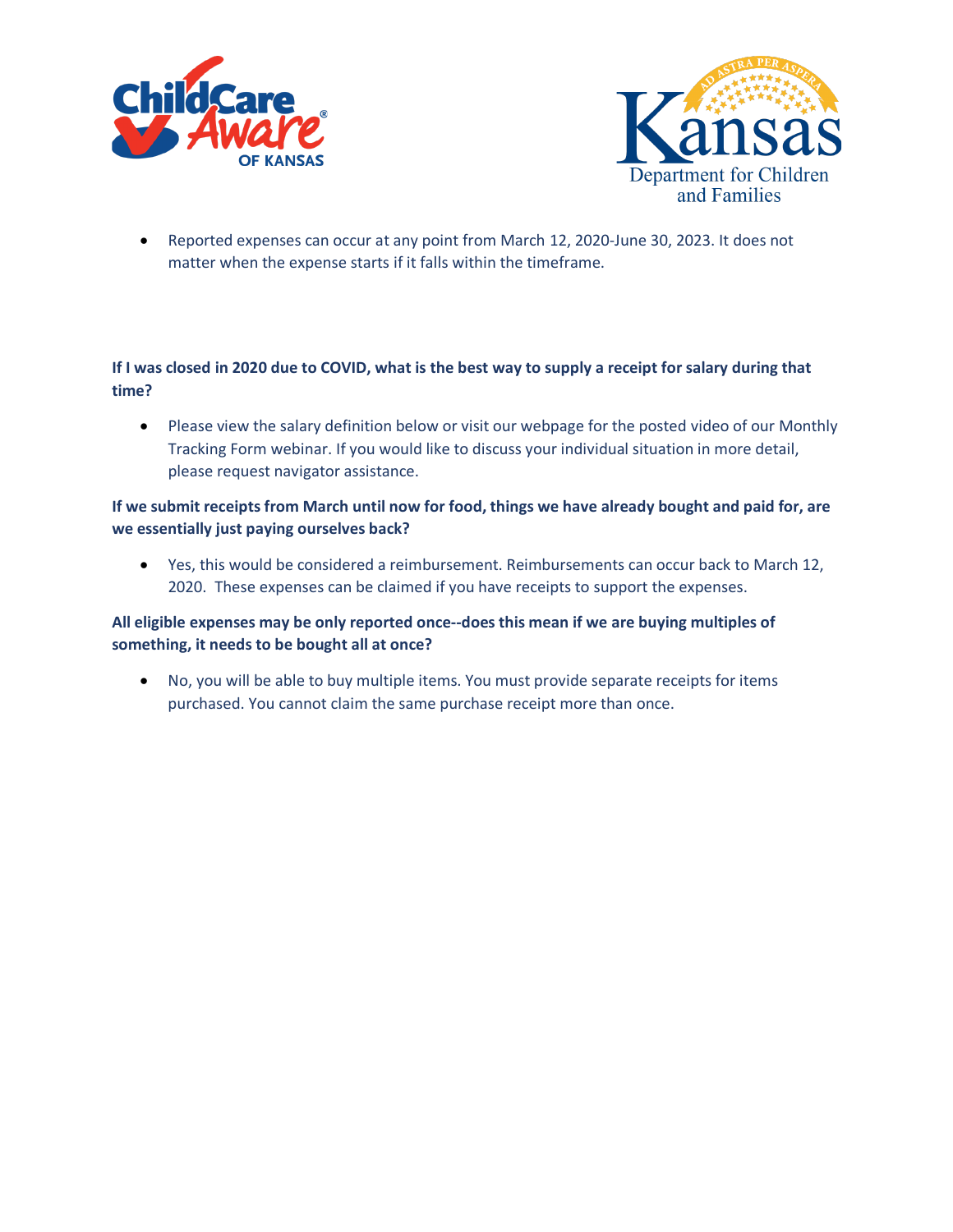- Reported expenses can occur at any point from March 12, 2020-June 30, 2023. It does not matter when the expense starts if it falls within the timeframe.

**If I was closed in 2020 due to COVID, what is the best way to supply a receipt for salary during that time?**

- Please view the salary definition below or visit our webpage for the posted video of our Monthly Tracking Form webinar. If you would like to discuss your individual situation in more detail, please request navigator assistance.

**If we submit receipts from March until now for food, things we have already bought and paid for, are we essentially just paying ourselves back?**

- Yes, this would be considered a reimbursement. Reimbursements can occur back to March 12, 2020. These expenses can be claimed if you have receipts to support the expenses.

**All eligible expenses may be only reported once--does this mean if we are buying multiples of something, it needs to be bought all at once?**

- No, you will be able to buy multiple items. You must provide separate receipts for items purchased. You cannot claim the same purchase receipt more than once.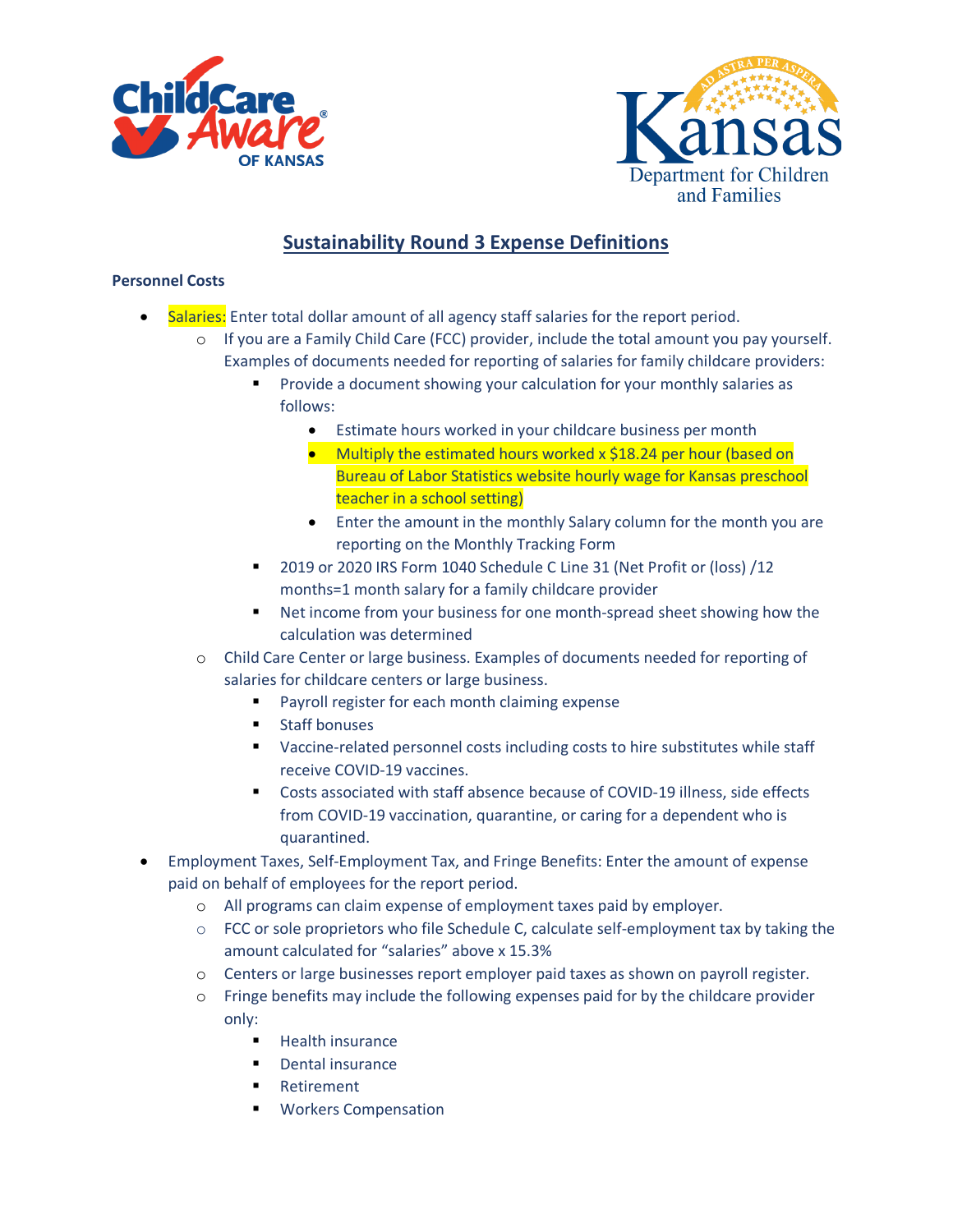## Sustainability Round 3 Expense Definitions

**Personnel Costs**

- Salaries: Enter total dollar amount of all agency staff salaries for the report period.
  - If you are a Family Child Care (FCC) provider, include the total amount you pay yourself. Examples of documents needed for reporting of salaries for family childcare providers:
    - Provide a document showing your calculation for your monthly salaries as follows:
      - Estimate hours worked in your childcare business per month
      - Multiply the estimated hours worked x $18.24 per hour (based on Bureau of Labor Statistics website hourly wage for Kansas preschool teacher in a school setting)
      - Enter the amount in the monthly Salary column for the month you are reporting on the Monthly Tracking Form
    - 2019 or 2020 IRS Form 1040 Schedule C Line 31 (Net Profit or (loss) /12 months=1 month salary for a family childcare provider
    - Net income from your business for one month-spread sheet showing how the calculation was determined
  - Child Care Center or large business. Examples of documents needed for reporting of salaries for childcare centers or large business.
    - Payroll register for each month claiming expense
    - Staff bonuses
    - Vaccine-related personnel costs including costs to hire substitutes while staff receive COVID-19 vaccines.
    - Costs associated with staff absence because of COVID-19 illness, side effects from COVID-19 vaccination, quarantine, or caring for a dependent who is quarantined.
- Employment Taxes, Self-Employment Tax, and Fringe Benefits: Enter the amount of expense paid on behalf of employees for the report period.
  - All programs can claim expense of employment taxes paid by employer.
  - FCC or sole proprietors who file Schedule C, calculate self-employment tax by taking the amount calculated for "salaries" above x 15.3%
  - Centers or large businesses report employer paid taxes as shown on payroll register.
  - Fringe benefits may include the following expenses paid for by the childcare provider only:
    - Health insurance
    - Dental insurance
    - Retirement
    - Workers Compensation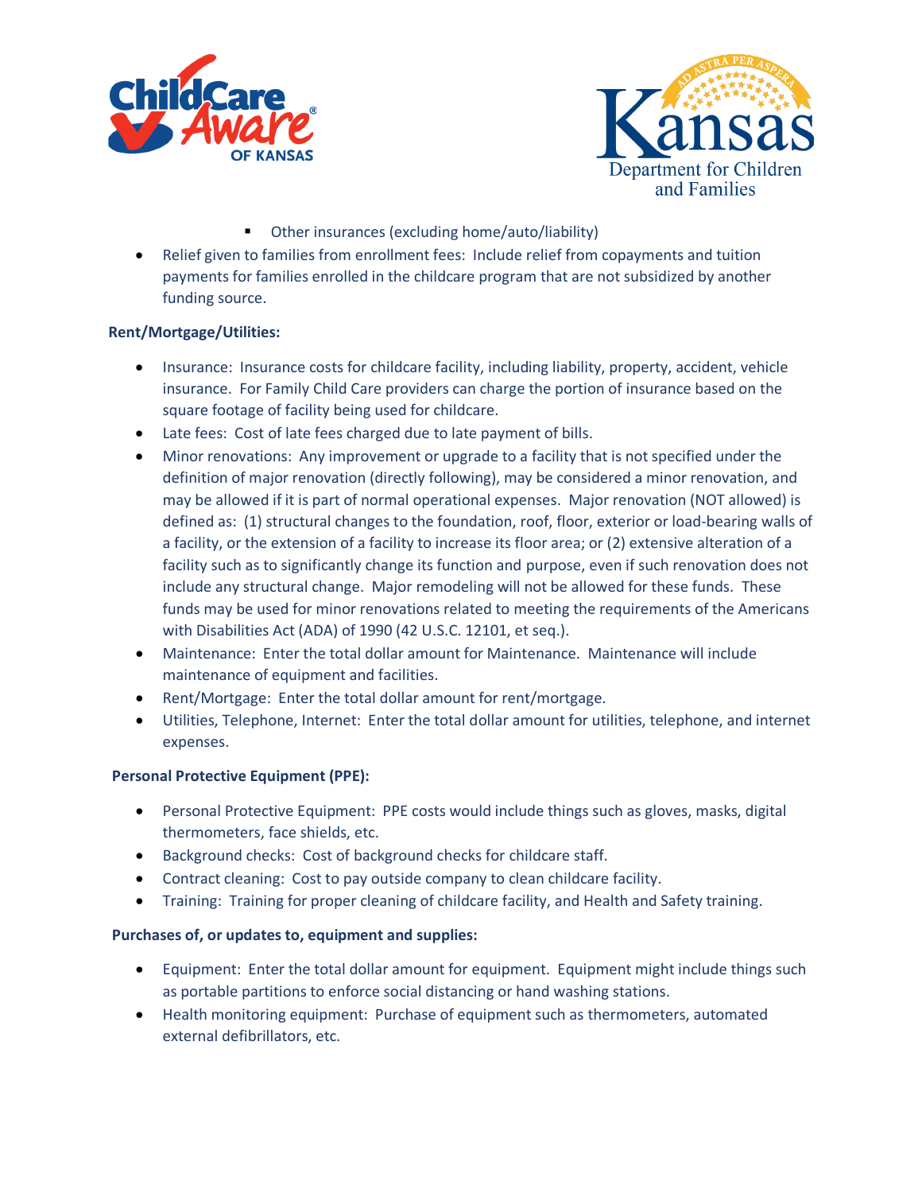- Other insurances (excluding home/auto/liability)

- Relief given to families from enrollment fees: Include relief from copayments and tuition payments for families enrolled in the childcare program that are not subsidized by another funding source.

**Rent/Mortgage/Utilities:**

- Insurance: Insurance costs for childcare facility, including liability, property, accident, vehicle insurance. For Family Child Care providers can charge the portion of insurance based on the square footage of facility being used for childcare.
- Late fees: Cost of late fees charged due to late payment of bills.
- Minor renovations: Any improvement or upgrade to a facility that is not specified under the definition of major renovation (directly following), may be considered a minor renovation, and may be allowed if it is part of normal operational expenses. Major renovation (NOT allowed) is defined as: (1) structural changes to the foundation, roof, floor, exterior or load-bearing walls of a facility, or the extension of a facility to increase its floor area; or (2) extensive alteration of a facility such as to significantly change its function and purpose, even if such renovation does not include any structural change. Major remodeling will not be allowed for these funds. These funds may be used for minor renovations related to meeting the requirements of the Americans with Disabilities Act (ADA) of 1990 (42 U.S.C. 12101, et seq.).
- Maintenance: Enter the total dollar amount for Maintenance. Maintenance will include maintenance of equipment and facilities.
- Rent/Mortgage: Enter the total dollar amount for rent/mortgage.
- Utilities, Telephone, Internet: Enter the total dollar amount for utilities, telephone, and internet expenses.

**Personal Protective Equipment (PPE):**

- Personal Protective Equipment: PPE costs would include things such as gloves, masks, digital thermometers, face shields, etc.
- Background checks: Cost of background checks for childcare staff.
- Contract cleaning: Cost to pay outside company to clean childcare facility.
- Training: Training for proper cleaning of childcare facility, and Health and Safety training.

**Purchases of, or updates to, equipment and supplies:**

- Equipment: Enter the total dollar amount for equipment. Equipment might include things such as portable partitions to enforce social distancing or hand washing stations.
- Health monitoring equipment: Purchase of equipment such as thermometers, automated external defibrillators, etc.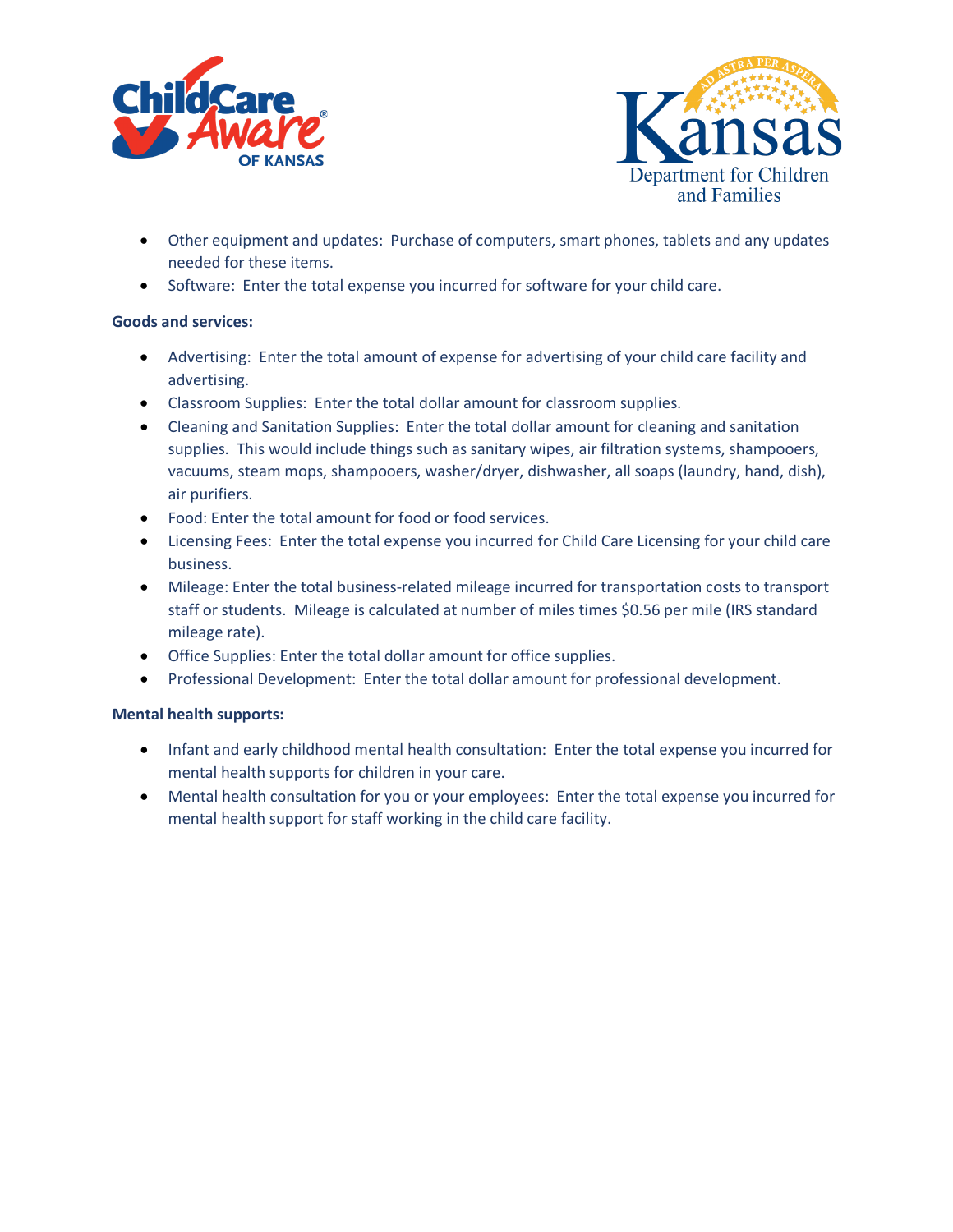- Other equipment and updates: Purchase of computers, smart phones, tablets and any updates needed for these items.
- Software: Enter the total expense you incurred for software for your child care.

**Goods and services:**

- Advertising: Enter the total amount of expense for advertising of your child care facility and advertising.
- Classroom Supplies: Enter the total dollar amount for classroom supplies.
- Cleaning and Sanitation Supplies: Enter the total dollar amount for cleaning and sanitation supplies. This would include things such as sanitary wipes, air filtration systems, shampooers, vacuums, steam mops, shampooers, washer/dryer, dishwasher, all soaps (laundry, hand, dish), air purifiers.
- Food: Enter the total amount for food or food services.
- Licensing Fees: Enter the total expense you incurred for Child Care Licensing for your child care business.
- Mileage: Enter the total business-related mileage incurred for transportation costs to transport staff or students. Mileage is calculated at number of miles times $0.56 per mile (IRS standard mileage rate).
- Office Supplies: Enter the total dollar amount for office supplies.
- Professional Development: Enter the total dollar amount for professional development.

**Mental health supports:**

- Infant and early childhood mental health consultation: Enter the total expense you incurred for mental health supports for children in your care.
- Mental health consultation for you or your employees: Enter the total expense you incurred for mental health support for staff working in the child care facility.